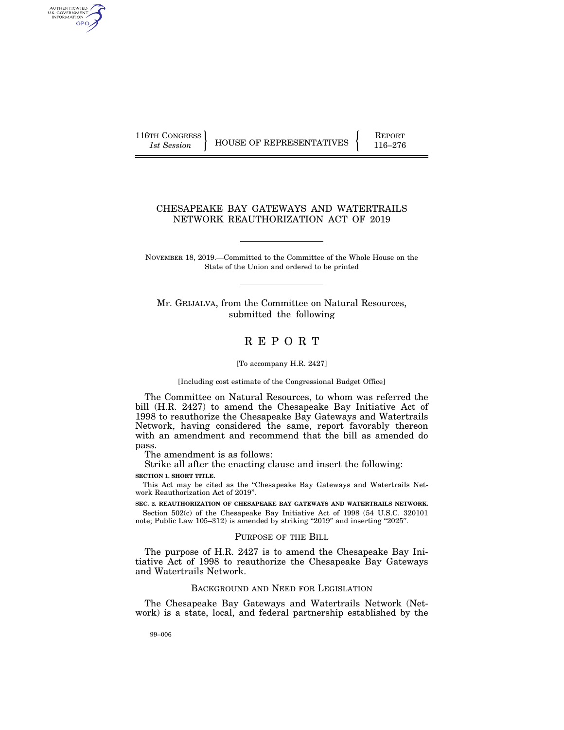116TH CONGRESS
*1st Session*

HOUSE OF REPRESENTATIVES

REPORT
116–276

# CHESAPEAKE BAY GATEWAYS AND WATERTRAILS NETWORK REAUTHORIZATION ACT OF 2019

NOVEMBER 18, 2019.—Committed to the Committee of the Whole House on the State of the Union and ordered to be printed

Mr. GRIJALVA, from the Committee on Natural Resources, submitted the following

# R E P O R T

[To accompany H.R. 2427]

[Including cost estimate of the Congressional Budget Office]

The Committee on Natural Resources, to whom was referred the bill (H.R. 2427) to amend the Chesapeake Bay Initiative Act of 1998 to reauthorize the Chesapeake Bay Gateways and Watertrails Network, having considered the same, report favorably thereon with an amendment and recommend that the bill as amended do pass.

The amendment is as follows:

Strike all after the enacting clause and insert the following:

**SECTION 1. SHORT TITLE.**

This Act may be cited as the "Chesapeake Bay Gateways and Watertrails Network Reauthorization Act of 2019".

**SEC. 2. REAUTHORIZATION OF CHESAPEAKE BAY GATEWAYS AND WATERTRAILS NETWORK.**

Section 502(c) of the Chesapeake Bay Initiative Act of 1998 (54 U.S.C. 320101 note; Public Law 105–312) is amended by striking "2019" and inserting "2025".

## PURPOSE OF THE BILL

The purpose of H.R. 2427 is to amend the Chesapeake Bay Initiative Act of 1998 to reauthorize the Chesapeake Bay Gateways and Watertrails Network.

## BACKGROUND AND NEED FOR LEGISLATION

The Chesapeake Bay Gateways and Watertrails Network (Network) is a state, local, and federal partnership established by the

99–006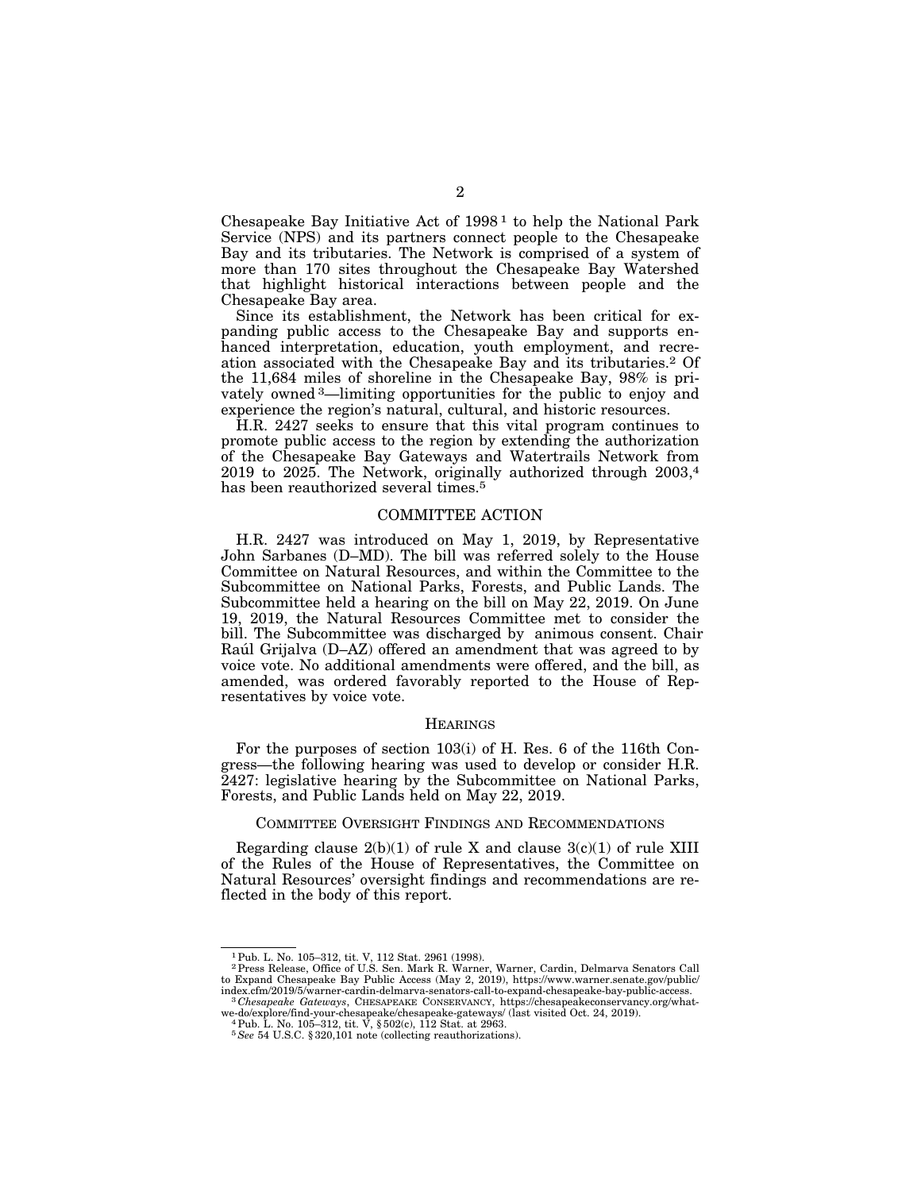Chesapeake Bay Initiative Act of 1998[1] to help the National Park Service (NPS) and its partners connect people to the Chesapeake Bay and its tributaries. The Network is comprised of a system of more than 170 sites throughout the Chesapeake Bay Watershed that highlight historical interactions between people and the Chesapeake Bay area.

Since its establishment, the Network has been critical for expanding public access to the Chesapeake Bay and supports enhanced interpretation, education, youth employment, and recreation associated with the Chesapeake Bay and its tributaries.[2] Of the 11,684 miles of shoreline in the Chesapeake Bay, 98% is privately owned[3]—limiting opportunities for the public to enjoy and experience the region's natural, cultural, and historic resources.

H.R. 2427 seeks to ensure that this vital program continues to promote public access to the region by extending the authorization of the Chesapeake Bay Gateways and Watertrails Network from 2019 to 2025. The Network, originally authorized through 2003,[4] has been reauthorized several times.[5]

## COMMITTEE ACTION

H.R. 2427 was introduced on May 1, 2019, by Representative John Sarbanes (D–MD). The bill was referred solely to the House Committee on Natural Resources, and within the Committee to the Subcommittee on National Parks, Forests, and Public Lands. The Subcommittee held a hearing on the bill on May 22, 2019. On June 19, 2019, the Natural Resources Committee met to consider the bill. The Subcommittee was discharged by animous consent. Chair Raúl Grijalva (D–AZ) offered an amendment that was agreed to by voice vote. No additional amendments were offered, and the bill, as amended, was ordered favorably reported to the House of Representatives by voice vote.

## HEARINGS

For the purposes of section 103(i) of H. Res. 6 of the 116th Congress—the following hearing was used to develop or consider H.R. 2427: legislative hearing by the Subcommittee on National Parks, Forests, and Public Lands held on May 22, 2019.

## COMMITTEE OVERSIGHT FINDINGS AND RECOMMENDATIONS

Regarding clause 2(b)(1) of rule X and clause 3(c)(1) of rule XIII of the Rules of the House of Representatives, the Committee on Natural Resources' oversight findings and recommendations are reflected in the body of this report.

---

[1] Pub. L. No. 105–312, tit. V, 112 Stat. 2961 (1998).

[2] Press Release, Office of U.S. Sen. Mark R. Warner, Warner, Cardin, Delmarva Senators Call to Expand Chesapeake Bay Public Access (May 2, 2019), https://www.warner.senate.gov/public/index.cfm/2019/5/warner-cardin-delmarva-senators-call-to-expand-chesapeake-bay-public-access.

[3] *Chesapeake Gateways*, CHESAPEAKE CONSERVANCY, https://chesapeakeconservancy.org/what-we-do/explore/find-your-chesapeake/chesapeake-gateways/ (last visited Oct. 24, 2019).

[4] Pub. L. No. 105–312, tit. V, § 502(c), 112 Stat. at 2963.

[5] *See* 54 U.S.C. § 320,101 note (collecting reauthorizations).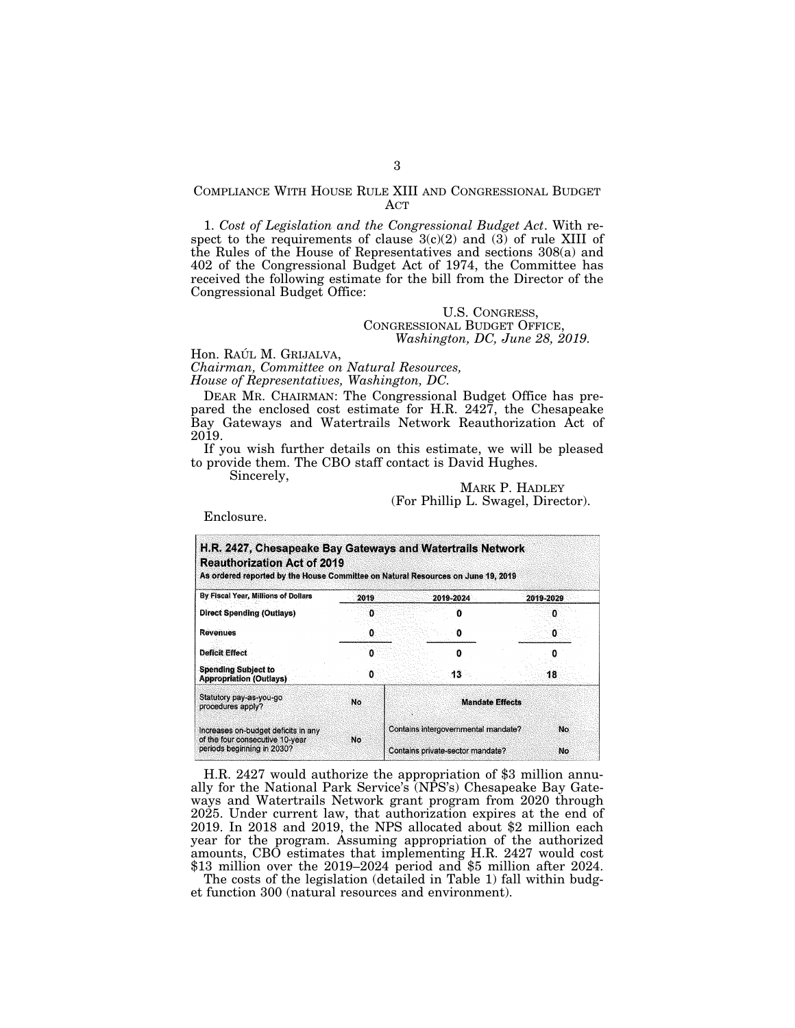## COMPLIANCE WITH HOUSE RULE XIII AND CONGRESSIONAL BUDGET ACT

1. *Cost of Legislation and the Congressional Budget Act*. With respect to the requirements of clause 3(c)(2) and (3) of rule XIII of the Rules of the House of Representatives and sections 308(a) and 402 of the Congressional Budget Act of 1974, the Committee has received the following estimate for the bill from the Director of the Congressional Budget Office:

U.S. CONGRESS,
CONGRESSIONAL BUDGET OFFICE,
*Washington, DC, June 28, 2019.*

Hon. RAÚL M. GRIJALVA,
*Chairman, Committee on Natural Resources,*
*House of Representatives, Washington, DC.*

DEAR MR. CHAIRMAN: The Congressional Budget Office has prepared the enclosed cost estimate for H.R. 2427, the Chesapeake Bay Gateways and Watertrails Network Reauthorization Act of 2019.

If you wish further details on this estimate, we will be pleased to provide them. The CBO staff contact is David Hughes.

Sincerely,

MARK P. HADLEY
(For Phillip L. Swagel, Director).

Enclosure.

**H.R. 2427, Chesapeake Bay Gateways and Watertrails Network Reauthorization Act of 2019**
**As ordered reported by the House Committee on Natural Resources on June 19, 2019**

| By Fiscal Year, Millions of Dollars | 2019 | 2019-2024 | 2019-2029 |
|---|---|---|---|
| Direct Spending (Outlays) | 0 | 0 | 0 |
| Revenues | 0 | 0 | 0 |
| Deficit Effect | 0 | 0 | 0 |
| Spending Subject to Appropriation (Outlays) | 0 | 13 | 18 |

| | | Mandate Effects | |
|---|---|---|---|
| Statutory pay-as-you-go procedures apply? | No | | |
| Increases on-budget deficits in any of the four consecutive 10-year periods beginning in 2030? | No | Contains intergovernmental mandate? | No |
| | | Contains private-sector mandate? | No |

H.R. 2427 would authorize the appropriation of $3 million annually for the National Park Service's (NPS's) Chesapeake Bay Gateways and Watertrails Network grant program from 2020 through 2025. Under current law, that authorization expires at the end of 2019. In 2018 and 2019, the NPS allocated about $2 million each year for the program. Assuming appropriation of the authorized amounts, CBO estimates that implementing H.R. 2427 would cost $13 million over the 2019–2024 period and $5 million after 2024.

The costs of the legislation (detailed in Table 1) fall within budget function 300 (natural resources and environment).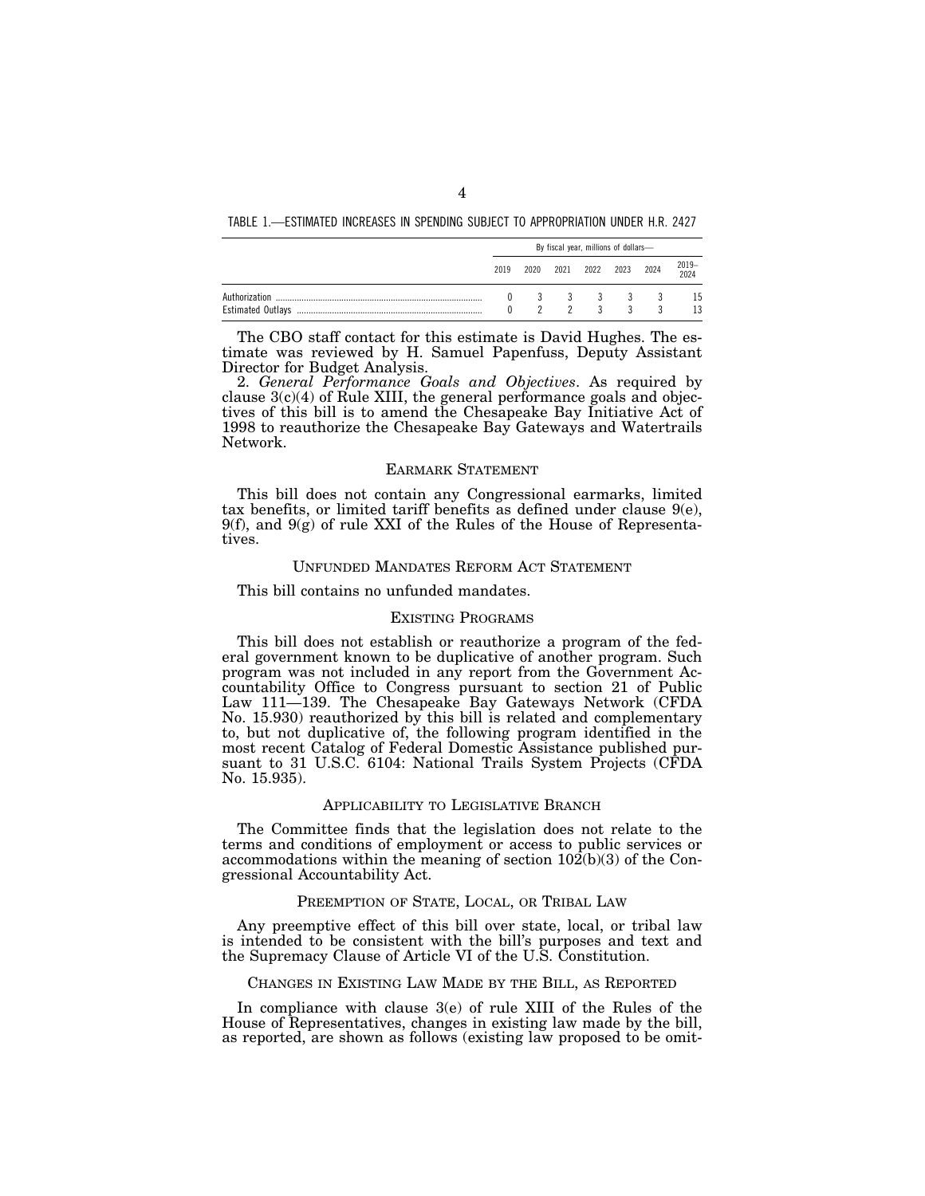TABLE 1.—ESTIMATED INCREASES IN SPENDING SUBJECT TO APPROPRIATION UNDER H.R. 2427

| | By fiscal year, millions of dollars— | | | | | | |
|---|---|---|---|---|---|---|---|
| | 2019 | 2020 | 2021 | 2022 | 2023 | 2024 | 2019–2024 |
| Authorization | 0 | 3 | 3 | 3 | 3 | 3 | 15 |
| Estimated Outlays | 0 | 2 | 2 | 3 | 3 | 3 | 13 |

The CBO staff contact for this estimate is David Hughes. The estimate was reviewed by H. Samuel Papenfuss, Deputy Assistant Director for Budget Analysis.

2. *General Performance Goals and Objectives*. As required by clause 3(c)(4) of Rule XIII, the general performance goals and objectives of this bill is to amend the Chesapeake Bay Initiative Act of 1998 to reauthorize the Chesapeake Bay Gateways and Watertrails Network.

## EARMARK STATEMENT

This bill does not contain any Congressional earmarks, limited tax benefits, or limited tariff benefits as defined under clause 9(e), 9(f), and 9(g) of rule XXI of the Rules of the House of Representatives.

## UNFUNDED MANDATES REFORM ACT STATEMENT

This bill contains no unfunded mandates.

## EXISTING PROGRAMS

This bill does not establish or reauthorize a program of the federal government known to be duplicative of another program. Such program was not included in any report from the Government Accountability Office to Congress pursuant to section 21 of Public Law 111—139. The Chesapeake Bay Gateways Network (CFDA No. 15.930) reauthorized by this bill is related and complementary to, but not duplicative of, the following program identified in the most recent Catalog of Federal Domestic Assistance published pursuant to 31 U.S.C. 6104: National Trails System Projects (CFDA No. 15.935).

## APPLICABILITY TO LEGISLATIVE BRANCH

The Committee finds that the legislation does not relate to the terms and conditions of employment or access to public services or accommodations within the meaning of section 102(b)(3) of the Congressional Accountability Act.

## PREEMPTION OF STATE, LOCAL, OR TRIBAL LAW

Any preemptive effect of this bill over state, local, or tribal law is intended to be consistent with the bill's purposes and text and the Supremacy Clause of Article VI of the U.S. Constitution.

## CHANGES IN EXISTING LAW MADE BY THE BILL, AS REPORTED

In compliance with clause 3(e) of rule XIII of the Rules of the House of Representatives, changes in existing law made by the bill, as reported, are shown as follows (existing law proposed to be omit-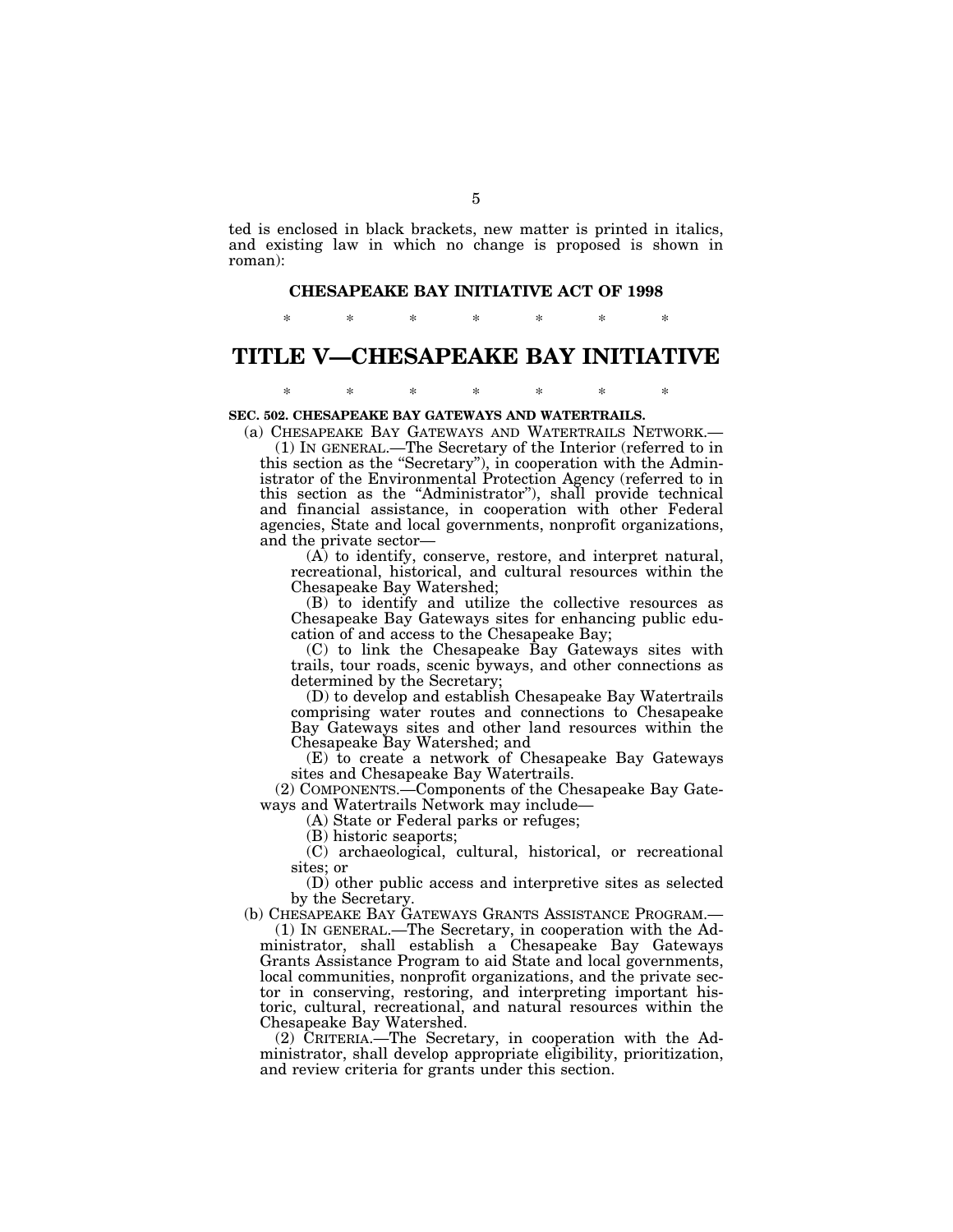ted is enclosed in black brackets, new matter is printed in italics, and existing law in which no change is proposed is shown in roman):

## CHESAPEAKE BAY INITIATIVE ACT OF 1998

\* \* \* \* \* \* \*

# TITLE V—CHESAPEAKE BAY INITIATIVE

\* \* \* \* \* \* \*

**SEC. 502. CHESAPEAKE BAY GATEWAYS AND WATERTRAILS.**

(a) CHESAPEAKE BAY GATEWAYS AND WATERTRAILS NETWORK.—

(1) IN GENERAL.—The Secretary of the Interior (referred to in this section as the "Secretary"), in cooperation with the Administrator of the Environmental Protection Agency (referred to in this section as the "Administrator"), shall provide technical and financial assistance, in cooperation with other Federal agencies, State and local governments, nonprofit organizations, and the private sector—

(A) to identify, conserve, restore, and interpret natural, recreational, historical, and cultural resources within the Chesapeake Bay Watershed;

(B) to identify and utilize the collective resources as Chesapeake Bay Gateways sites for enhancing public education of and access to the Chesapeake Bay;

(C) to link the Chesapeake Bay Gateways sites with trails, tour roads, scenic byways, and other connections as determined by the Secretary;

(D) to develop and establish Chesapeake Bay Watertrails comprising water routes and connections to Chesapeake Bay Gateways sites and other land resources within the Chesapeake Bay Watershed; and

(E) to create a network of Chesapeake Bay Gateways sites and Chesapeake Bay Watertrails.

(2) COMPONENTS.—Components of the Chesapeake Bay Gateways and Watertrails Network may include—

(A) State or Federal parks or refuges;

(B) historic seaports;

(C) archaeological, cultural, historical, or recreational sites; or

(D) other public access and interpretive sites as selected by the Secretary.

(b) CHESAPEAKE BAY GATEWAYS GRANTS ASSISTANCE PROGRAM.—

(1) IN GENERAL.—The Secretary, in cooperation with the Administrator, shall establish a Chesapeake Bay Gateways Grants Assistance Program to aid State and local governments, local communities, nonprofit organizations, and the private sector in conserving, restoring, and interpreting important historic, cultural, recreational, and natural resources within the Chesapeake Bay Watershed.

(2) CRITERIA.—The Secretary, in cooperation with the Administrator, shall develop appropriate eligibility, prioritization, and review criteria for grants under this section.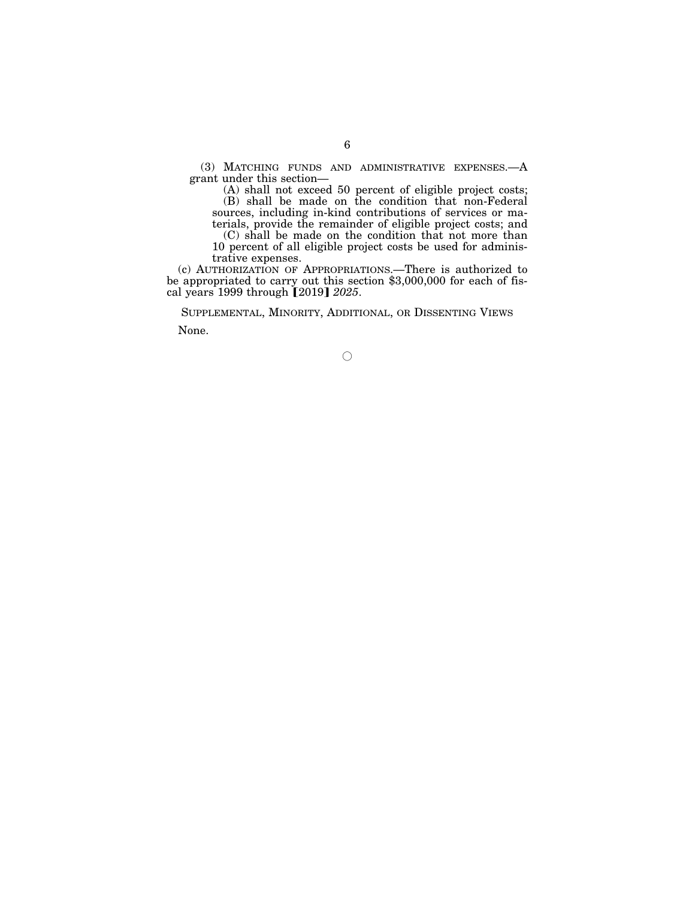(3) MATCHING FUNDS AND ADMINISTRATIVE EXPENSES.—A grant under this section—

(A) shall not exceed 50 percent of eligible project costs;

(B) shall be made on the condition that non-Federal sources, including in-kind contributions of services or materials, provide the remainder of eligible project costs; and

(C) shall be made on the condition that not more than 10 percent of all eligible project costs be used for administrative expenses.

(c) AUTHORIZATION OF APPROPRIATIONS.—There is authorized to be appropriated to carry out this section $3,000,000 for each of fiscal years 1999 through 【2019】 *2025*.

SUPPLEMENTAL, MINORITY, ADDITIONAL, OR DISSENTING VIEWS

None.

○